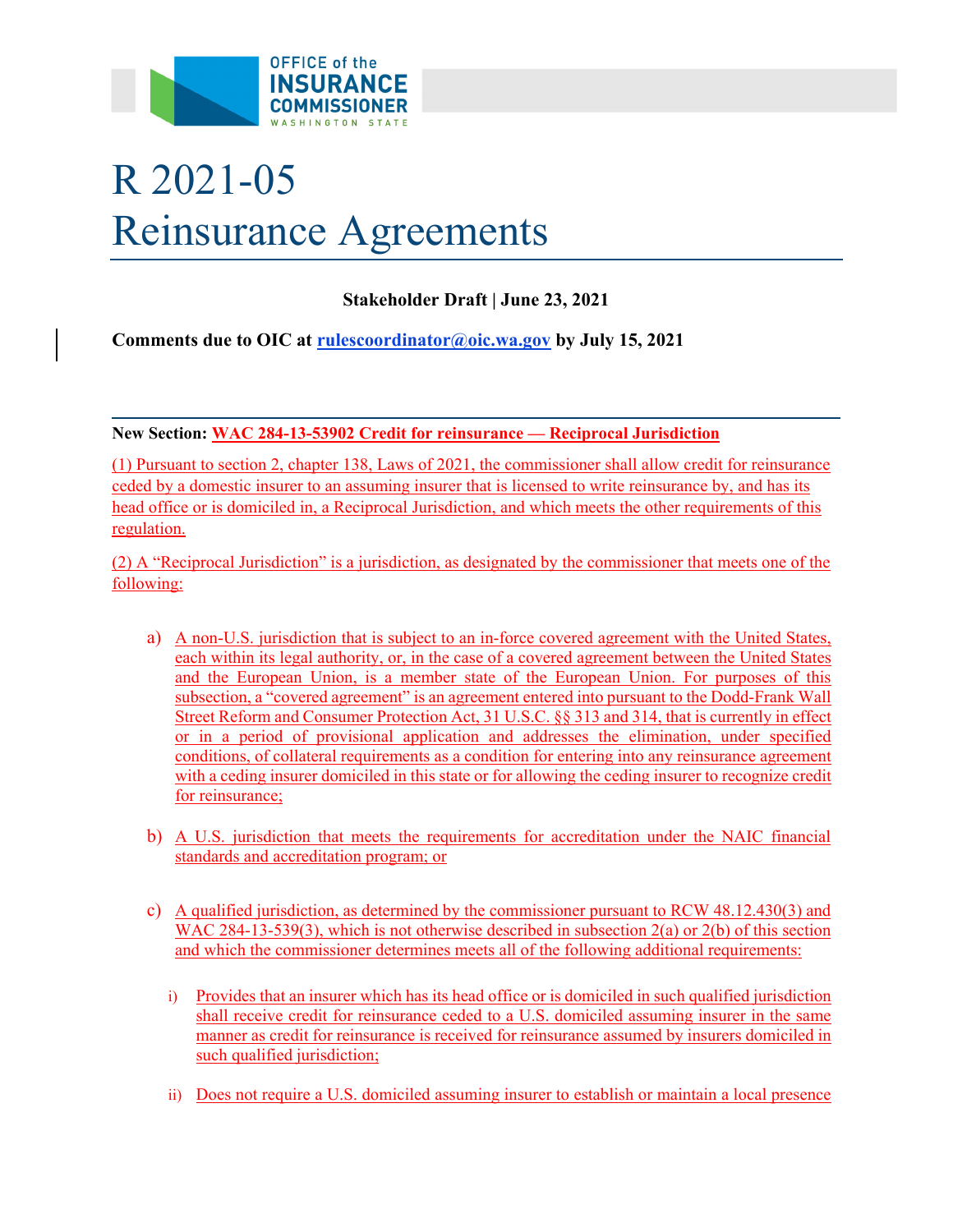# R 2021-05
# Reinsurance Agreements

**Stakeholder Draft | June 23, 2021**

**Comments due to OIC at rulescoordinator@oic.wa.gov by July 15, 2021**

---

**New Section: WAC 284-13-53902 Credit for reinsurance — Reciprocal Jurisdiction**

(1) Pursuant to section 2, chapter 138, Laws of 2021, the commissioner shall allow credit for reinsurance ceded by a domestic insurer to an assuming insurer that is licensed to write reinsurance by, and has its head office or is domiciled in, a Reciprocal Jurisdiction, and which meets the other requirements of this regulation.

(2) A "Reciprocal Jurisdiction" is a jurisdiction, as designated by the commissioner that meets one of the following:

a) A non-U.S. jurisdiction that is subject to an in-force covered agreement with the United States, each within its legal authority, or, in the case of a covered agreement between the United States and the European Union, is a member state of the European Union. For purposes of this subsection, a "covered agreement" is an agreement entered into pursuant to the Dodd-Frank Wall Street Reform and Consumer Protection Act, 31 U.S.C. §§ 313 and 314, that is currently in effect or in a period of provisional application and addresses the elimination, under specified conditions, of collateral requirements as a condition for entering into any reinsurance agreement with a ceding insurer domiciled in this state or for allowing the ceding insurer to recognize credit for reinsurance;

b) A U.S. jurisdiction that meets the requirements for accreditation under the NAIC financial standards and accreditation program; or

c) A qualified jurisdiction, as determined by the commissioner pursuant to RCW 48.12.430(3) and WAC 284-13-539(3), which is not otherwise described in subsection 2(a) or 2(b) of this section and which the commissioner determines meets all of the following additional requirements:

   i) Provides that an insurer which has its head office or is domiciled in such qualified jurisdiction shall receive credit for reinsurance ceded to a U.S. domiciled assuming insurer in the same manner as credit for reinsurance is received for reinsurance assumed by insurers domiciled in such qualified jurisdiction;

   ii) Does not require a U.S. domiciled assuming insurer to establish or maintain a local presence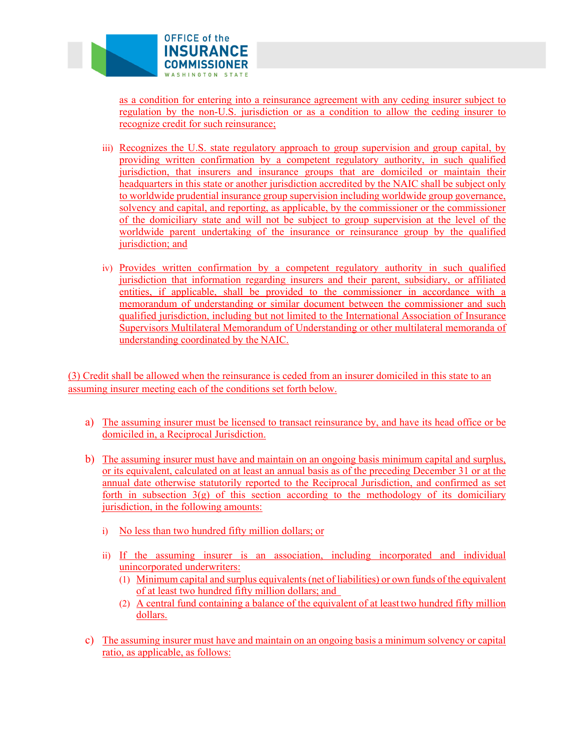as a condition for entering into a reinsurance agreement with any ceding insurer subject to regulation by the non-U.S. jurisdiction or as a condition to allow the ceding insurer to recognize credit for such reinsurance;

iii) Recognizes the U.S. state regulatory approach to group supervision and group capital, by providing written confirmation by a competent regulatory authority, in such qualified jurisdiction, that insurers and insurance groups that are domiciled or maintain their headquarters in this state or another jurisdiction accredited by the NAIC shall be subject only to worldwide prudential insurance group supervision including worldwide group governance, solvency and capital, and reporting, as applicable, by the commissioner or the commissioner of the domiciliary state and will not be subject to group supervision at the level of the worldwide parent undertaking of the insurance or reinsurance group by the qualified jurisdiction; and

iv) Provides written confirmation by a competent regulatory authority in such qualified jurisdiction that information regarding insurers and their parent, subsidiary, or affiliated entities, if applicable, shall be provided to the commissioner in accordance with a memorandum of understanding or similar document between the commissioner and such qualified jurisdiction, including but not limited to the International Association of Insurance Supervisors Multilateral Memorandum of Understanding or other multilateral memoranda of understanding coordinated by the NAIC.

(3) Credit shall be allowed when the reinsurance is ceded from an insurer domiciled in this state to an assuming insurer meeting each of the conditions set forth below.

a) The assuming insurer must be licensed to transact reinsurance by, and have its head office or be domiciled in, a Reciprocal Jurisdiction.

b) The assuming insurer must have and maintain on an ongoing basis minimum capital and surplus, or its equivalent, calculated on at least an annual basis as of the preceding December 31 or at the annual date otherwise statutorily reported to the Reciprocal Jurisdiction, and confirmed as set forth in subsection 3(g) of this section according to the methodology of its domiciliary jurisdiction, in the following amounts:

   i) No less than two hundred fifty million dollars; or

   ii) If the assuming insurer is an association, including incorporated and individual unincorporated underwriters:

      (1) Minimum capital and surplus equivalents (net of liabilities) or own funds of the equivalent of at least two hundred fifty million dollars; and

      (2) A central fund containing a balance of the equivalent of at least two hundred fifty million dollars.

c) The assuming insurer must have and maintain on an ongoing basis a minimum solvency or capital ratio, as applicable, as follows: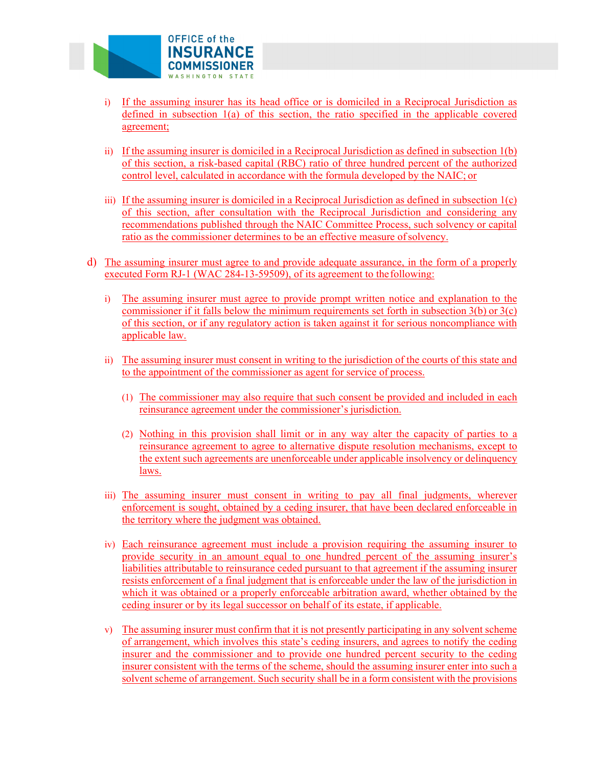i) If the assuming insurer has its head office or is domiciled in a Reciprocal Jurisdiction as defined in subsection 1(a) of this section, the ratio specified in the applicable covered agreement;

ii) If the assuming insurer is domiciled in a Reciprocal Jurisdiction as defined in subsection 1(b) of this section, a risk-based capital (RBC) ratio of three hundred percent of the authorized control level, calculated in accordance with the formula developed by the NAIC; or

iii) If the assuming insurer is domiciled in a Reciprocal Jurisdiction as defined in subsection 1(c) of this section, after consultation with the Reciprocal Jurisdiction and considering any recommendations published through the NAIC Committee Process, such solvency or capital ratio as the commissioner determines to be an effective measure of solvency.

d) The assuming insurer must agree to and provide adequate assurance, in the form of a properly executed Form RJ-1 (WAC 284-13-59509), of its agreement to the following:

i) The assuming insurer must agree to provide prompt written notice and explanation to the commissioner if it falls below the minimum requirements set forth in subsection 3(b) or 3(c) of this section, or if any regulatory action is taken against it for serious noncompliance with applicable law.

ii) The assuming insurer must consent in writing to the jurisdiction of the courts of this state and to the appointment of the commissioner as agent for service of process.

(1) The commissioner may also require that such consent be provided and included in each reinsurance agreement under the commissioner's jurisdiction.

(2) Nothing in this provision shall limit or in any way alter the capacity of parties to a reinsurance agreement to agree to alternative dispute resolution mechanisms, except to the extent such agreements are unenforceable under applicable insolvency or delinquency laws.

iii) The assuming insurer must consent in writing to pay all final judgments, wherever enforcement is sought, obtained by a ceding insurer, that have been declared enforceable in the territory where the judgment was obtained.

iv) Each reinsurance agreement must include a provision requiring the assuming insurer to provide security in an amount equal to one hundred percent of the assuming insurer's liabilities attributable to reinsurance ceded pursuant to that agreement if the assuming insurer resists enforcement of a final judgment that is enforceable under the law of the jurisdiction in which it was obtained or a properly enforceable arbitration award, whether obtained by the ceding insurer or by its legal successor on behalf of its estate, if applicable.

v) The assuming insurer must confirm that it is not presently participating in any solvent scheme of arrangement, which involves this state's ceding insurers, and agrees to notify the ceding insurer and the commissioner and to provide one hundred percent security to the ceding insurer consistent with the terms of the scheme, should the assuming insurer enter into such a solvent scheme of arrangement. Such security shall be in a form consistent with the provisions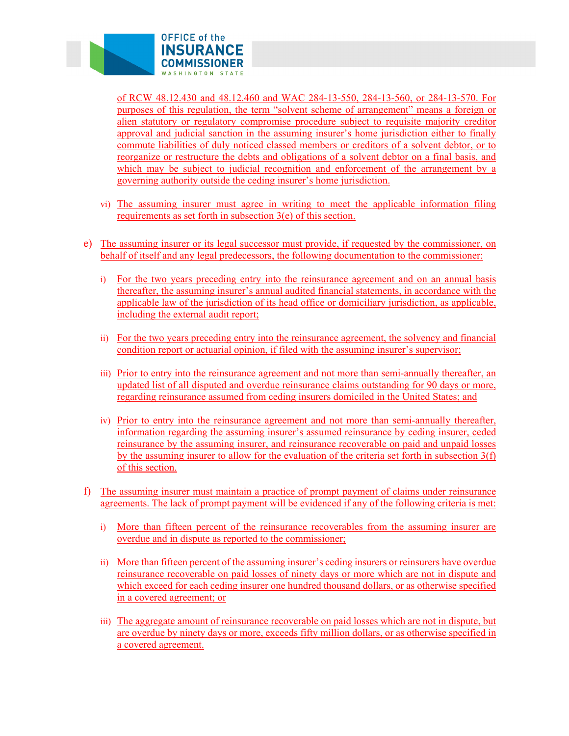of RCW 48.12.430 and 48.12.460 and WAC 284-13-550, 284-13-560, or 284-13-570. For purposes of this regulation, the term "solvent scheme of arrangement" means a foreign or alien statutory or regulatory compromise procedure subject to requisite majority creditor approval and judicial sanction in the assuming insurer's home jurisdiction either to finally commute liabilities of duly noticed classed members or creditors of a solvent debtor, or to reorganize or restructure the debts and obligations of a solvent debtor on a final basis, and which may be subject to judicial recognition and enforcement of the arrangement by a governing authority outside the ceding insurer's home jurisdiction.

vi) The assuming insurer must agree in writing to meet the applicable information filing requirements as set forth in subsection 3(e) of this section.

e) The assuming insurer or its legal successor must provide, if requested by the commissioner, on behalf of itself and any legal predecessors, the following documentation to the commissioner:

i) For the two years preceding entry into the reinsurance agreement and on an annual basis thereafter, the assuming insurer's annual audited financial statements, in accordance with the applicable law of the jurisdiction of its head office or domiciliary jurisdiction, as applicable, including the external audit report;

ii) For the two years preceding entry into the reinsurance agreement, the solvency and financial condition report or actuarial opinion, if filed with the assuming insurer's supervisor;

iii) Prior to entry into the reinsurance agreement and not more than semi-annually thereafter, an updated list of all disputed and overdue reinsurance claims outstanding for 90 days or more, regarding reinsurance assumed from ceding insurers domiciled in the United States; and

iv) Prior to entry into the reinsurance agreement and not more than semi-annually thereafter, information regarding the assuming insurer's assumed reinsurance by ceding insurer, ceded reinsurance by the assuming insurer, and reinsurance recoverable on paid and unpaid losses by the assuming insurer to allow for the evaluation of the criteria set forth in subsection 3(f) of this section.

f) The assuming insurer must maintain a practice of prompt payment of claims under reinsurance agreements. The lack of prompt payment will be evidenced if any of the following criteria is met:

i) More than fifteen percent of the reinsurance recoverables from the assuming insurer are overdue and in dispute as reported to the commissioner;

ii) More than fifteen percent of the assuming insurer's ceding insurers or reinsurers have overdue reinsurance recoverable on paid losses of ninety days or more which are not in dispute and which exceed for each ceding insurer one hundred thousand dollars, or as otherwise specified in a covered agreement; or

iii) The aggregate amount of reinsurance recoverable on paid losses which are not in dispute, but are overdue by ninety days or more, exceeds fifty million dollars, or as otherwise specified in a covered agreement.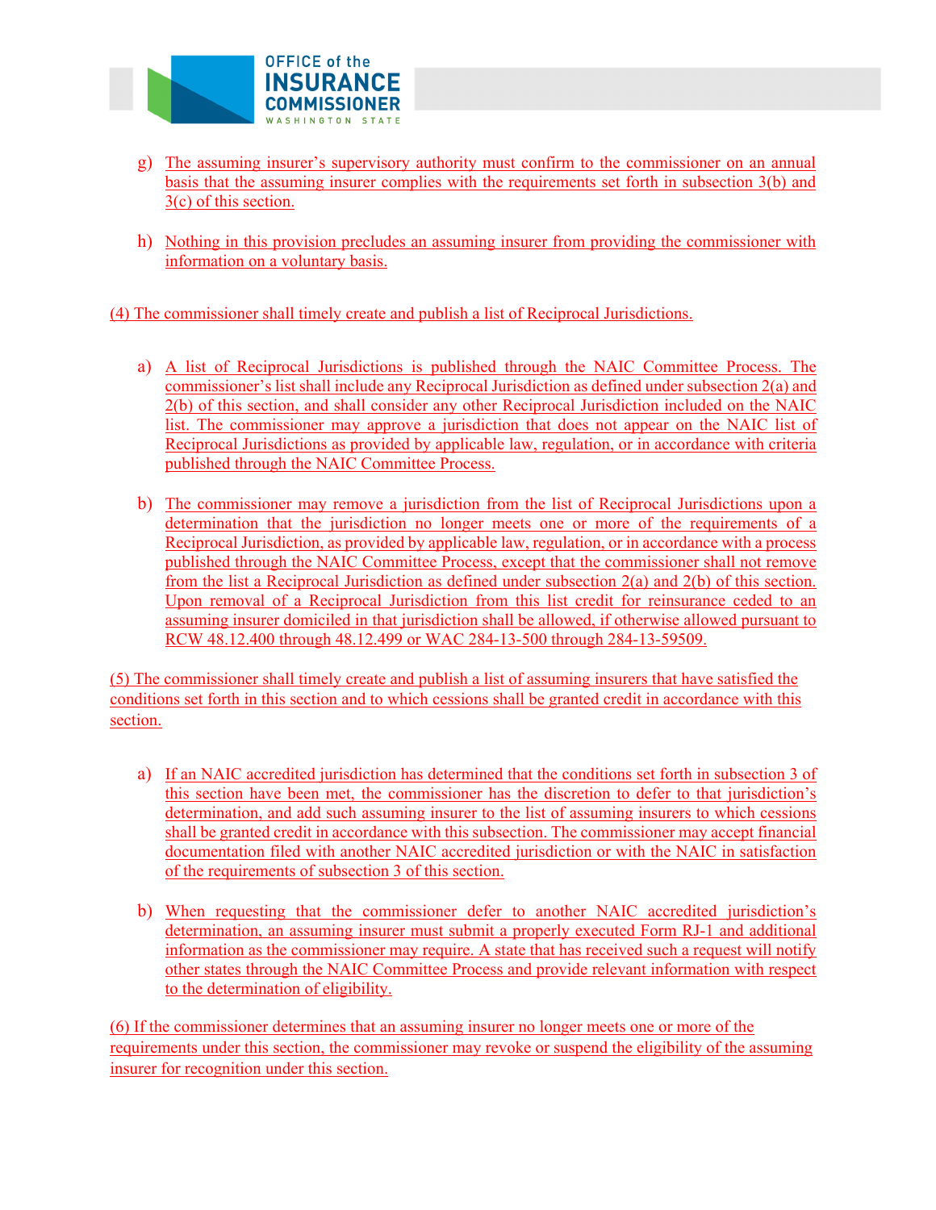g) The assuming insurer's supervisory authority must confirm to the commissioner on an annual basis that the assuming insurer complies with the requirements set forth in subsection 3(b) and 3(c) of this section.

h) Nothing in this provision precludes an assuming insurer from providing the commissioner with information on a voluntary basis.

(4) The commissioner shall timely create and publish a list of Reciprocal Jurisdictions.

a) A list of Reciprocal Jurisdictions is published through the NAIC Committee Process. The commissioner's list shall include any Reciprocal Jurisdiction as defined under subsection 2(a) and 2(b) of this section, and shall consider any other Reciprocal Jurisdiction included on the NAIC list. The commissioner may approve a jurisdiction that does not appear on the NAIC list of Reciprocal Jurisdictions as provided by applicable law, regulation, or in accordance with criteria published through the NAIC Committee Process.

b) The commissioner may remove a jurisdiction from the list of Reciprocal Jurisdictions upon a determination that the jurisdiction no longer meets one or more of the requirements of a Reciprocal Jurisdiction, as provided by applicable law, regulation, or in accordance with a process published through the NAIC Committee Process, except that the commissioner shall not remove from the list a Reciprocal Jurisdiction as defined under subsection 2(a) and 2(b) of this section. Upon removal of a Reciprocal Jurisdiction from this list credit for reinsurance ceded to an assuming insurer domiciled in that jurisdiction shall be allowed, if otherwise allowed pursuant to RCW 48.12.400 through 48.12.499 or WAC 284-13-500 through 284-13-59509.

(5) The commissioner shall timely create and publish a list of assuming insurers that have satisfied the conditions set forth in this section and to which cessions shall be granted credit in accordance with this section.

a) If an NAIC accredited jurisdiction has determined that the conditions set forth in subsection 3 of this section have been met, the commissioner has the discretion to defer to that jurisdiction's determination, and add such assuming insurer to the list of assuming insurers to which cessions shall be granted credit in accordance with this subsection. The commissioner may accept financial documentation filed with another NAIC accredited jurisdiction or with the NAIC in satisfaction of the requirements of subsection 3 of this section.

b) When requesting that the commissioner defer to another NAIC accredited jurisdiction's determination, an assuming insurer must submit a properly executed Form RJ-1 and additional information as the commissioner may require. A state that has received such a request will notify other states through the NAIC Committee Process and provide relevant information with respect to the determination of eligibility.

(6) If the commissioner determines that an assuming insurer no longer meets one or more of the requirements under this section, the commissioner may revoke or suspend the eligibility of the assuming insurer for recognition under this section.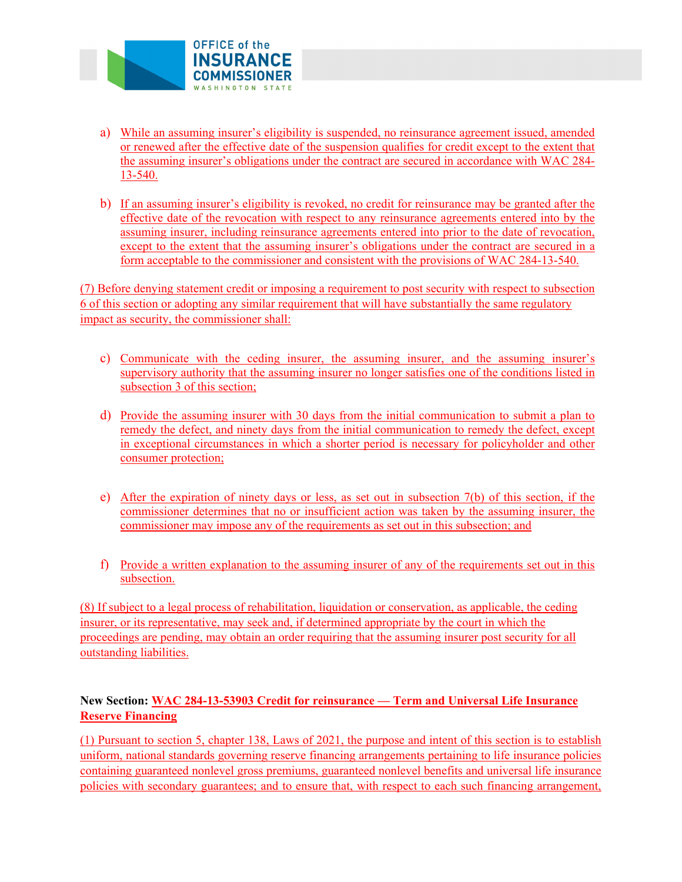a) While an assuming insurer's eligibility is suspended, no reinsurance agreement issued, amended or renewed after the effective date of the suspension qualifies for credit except to the extent that the assuming insurer's obligations under the contract are secured in accordance with WAC 284-13-540.

b) If an assuming insurer's eligibility is revoked, no credit for reinsurance may be granted after the effective date of the revocation with respect to any reinsurance agreements entered into by the assuming insurer, including reinsurance agreements entered into prior to the date of revocation, except to the extent that the assuming insurer's obligations under the contract are secured in a form acceptable to the commissioner and consistent with the provisions of WAC 284-13-540.

(7) Before denying statement credit or imposing a requirement to post security with respect to subsection 6 of this section or adopting any similar requirement that will have substantially the same regulatory impact as security, the commissioner shall:

c) Communicate with the ceding insurer, the assuming insurer, and the assuming insurer's supervisory authority that the assuming insurer no longer satisfies one of the conditions listed in subsection 3 of this section;

d) Provide the assuming insurer with 30 days from the initial communication to submit a plan to remedy the defect, and ninety days from the initial communication to remedy the defect, except in exceptional circumstances in which a shorter period is necessary for policyholder and other consumer protection;

e) After the expiration of ninety days or less, as set out in subsection 7(b) of this section, if the commissioner determines that no or insufficient action was taken by the assuming insurer, the commissioner may impose any of the requirements as set out in this subsection; and

f) Provide a written explanation to the assuming insurer of any of the requirements set out in this subsection.

(8) If subject to a legal process of rehabilitation, liquidation or conservation, as applicable, the ceding insurer, or its representative, may seek and, if determined appropriate by the court in which the proceedings are pending, may obtain an order requiring that the assuming insurer post security for all outstanding liabilities.

**New Section: WAC 284-13-53903 Credit for reinsurance — Term and Universal Life Insurance Reserve Financing**

(1) Pursuant to section 5, chapter 138, Laws of 2021, the purpose and intent of this section is to establish uniform, national standards governing reserve financing arrangements pertaining to life insurance policies containing guaranteed nonlevel gross premiums, guaranteed nonlevel benefits and universal life insurance policies with secondary guarantees; and to ensure that, with respect to each such financing arrangement,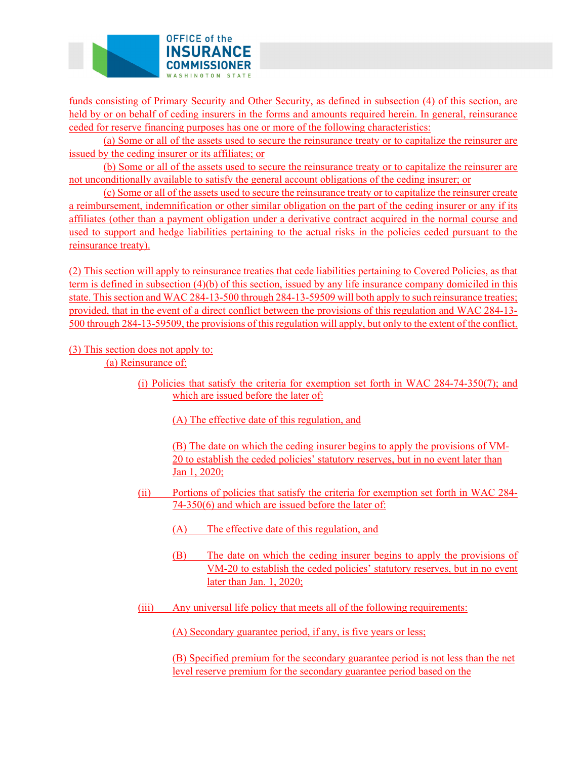funds consisting of Primary Security and Other Security, as defined in subsection (4) of this section, are held by or on behalf of ceding insurers in the forms and amounts required herein. In general, reinsurance ceded for reserve financing purposes has one or more of the following characteristics:

(a) Some or all of the assets used to secure the reinsurance treaty or to capitalize the reinsurer are issued by the ceding insurer or its affiliates; or

(b) Some or all of the assets used to secure the reinsurance treaty or to capitalize the reinsurer are not unconditionally available to satisfy the general account obligations of the ceding insurer; or

(c) Some or all of the assets used to secure the reinsurance treaty or to capitalize the reinsurer create a reimbursement, indemnification or other similar obligation on the part of the ceding insurer or any if its affiliates (other than a payment obligation under a derivative contract acquired in the normal course and used to support and hedge liabilities pertaining to the actual risks in the policies ceded pursuant to the reinsurance treaty).

(2) This section will apply to reinsurance treaties that cede liabilities pertaining to Covered Policies, as that term is defined in subsection (4)(b) of this section, issued by any life insurance company domiciled in this state. This section and WAC 284-13-500 through 284-13-59509 will both apply to such reinsurance treaties; provided, that in the event of a direct conflict between the provisions of this regulation and WAC 284-13-500 through 284-13-59509, the provisions of this regulation will apply, but only to the extent of the conflict.

(3) This section does not apply to:

(a) Reinsurance of:

(i) Policies that satisfy the criteria for exemption set forth in WAC 284-74-350(7); and which are issued before the later of:

(A) The effective date of this regulation, and

(B) The date on which the ceding insurer begins to apply the provisions of VM-20 to establish the ceded policies' statutory reserves, but in no event later than Jan 1, 2020;

(ii) Portions of policies that satisfy the criteria for exemption set forth in WAC 284-74-350(6) and which are issued before the later of:

(A) The effective date of this regulation, and

(B) The date on which the ceding insurer begins to apply the provisions of VM-20 to establish the ceded policies' statutory reserves, but in no event later than Jan. 1, 2020;

(iii) Any universal life policy that meets all of the following requirements:

(A) Secondary guarantee period, if any, is five years or less;

(B) Specified premium for the secondary guarantee period is not less than the net level reserve premium for the secondary guarantee period based on the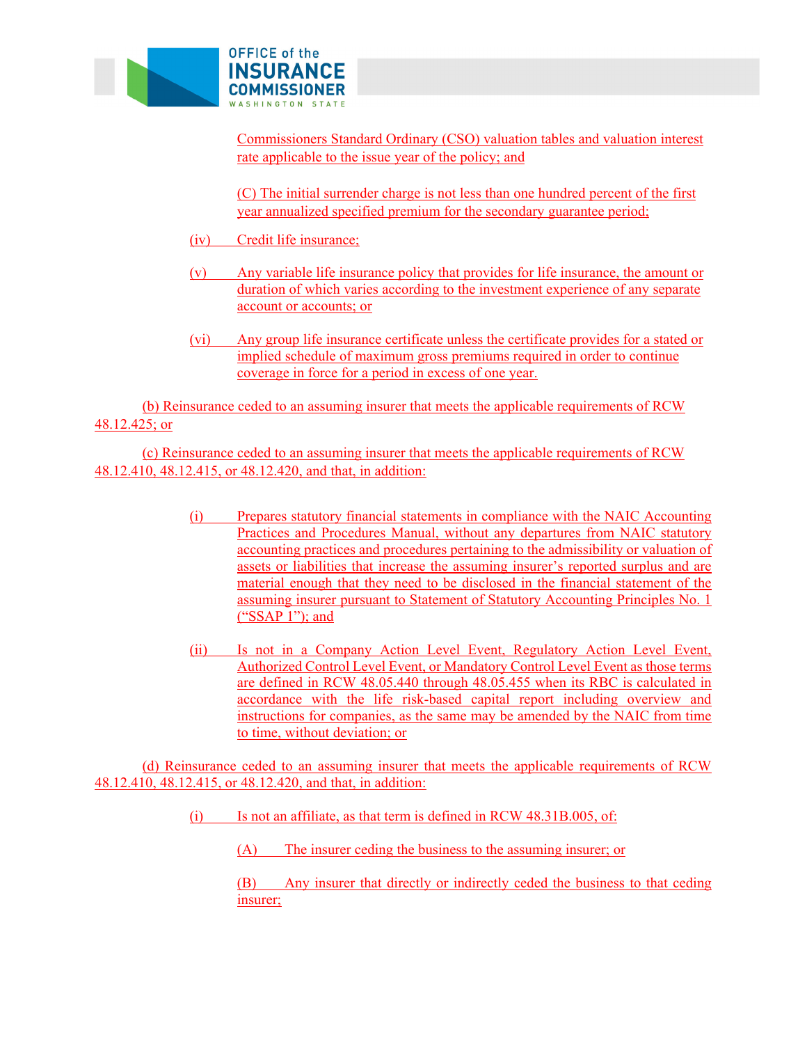Commissioners Standard Ordinary (CSO) valuation tables and valuation interest rate applicable to the issue year of the policy; and

(C) The initial surrender charge is not less than one hundred percent of the first year annualized specified premium for the secondary guarantee period;

(iv) Credit life insurance;

(v) Any variable life insurance policy that provides for life insurance, the amount or duration of which varies according to the investment experience of any separate account or accounts; or

(vi) Any group life insurance certificate unless the certificate provides for a stated or implied schedule of maximum gross premiums required in order to continue coverage in force for a period in excess of one year.

(b) Reinsurance ceded to an assuming insurer that meets the applicable requirements of RCW 48.12.425; or

(c) Reinsurance ceded to an assuming insurer that meets the applicable requirements of RCW 48.12.410, 48.12.415, or 48.12.420, and that, in addition:

(i) Prepares statutory financial statements in compliance with the NAIC Accounting Practices and Procedures Manual, without any departures from NAIC statutory accounting practices and procedures pertaining to the admissibility or valuation of assets or liabilities that increase the assuming insurer's reported surplus and are material enough that they need to be disclosed in the financial statement of the assuming insurer pursuant to Statement of Statutory Accounting Principles No. 1 ("SSAP 1"); and

(ii) Is not in a Company Action Level Event, Regulatory Action Level Event, Authorized Control Level Event, or Mandatory Control Level Event as those terms are defined in RCW 48.05.440 through 48.05.455 when its RBC is calculated in accordance with the life risk-based capital report including overview and instructions for companies, as the same may be amended by the NAIC from time to time, without deviation; or

(d) Reinsurance ceded to an assuming insurer that meets the applicable requirements of RCW 48.12.410, 48.12.415, or 48.12.420, and that, in addition:

(i) Is not an affiliate, as that term is defined in RCW 48.31B.005, of:

(A) The insurer ceding the business to the assuming insurer; or

(B) Any insurer that directly or indirectly ceded the business to that ceding insurer;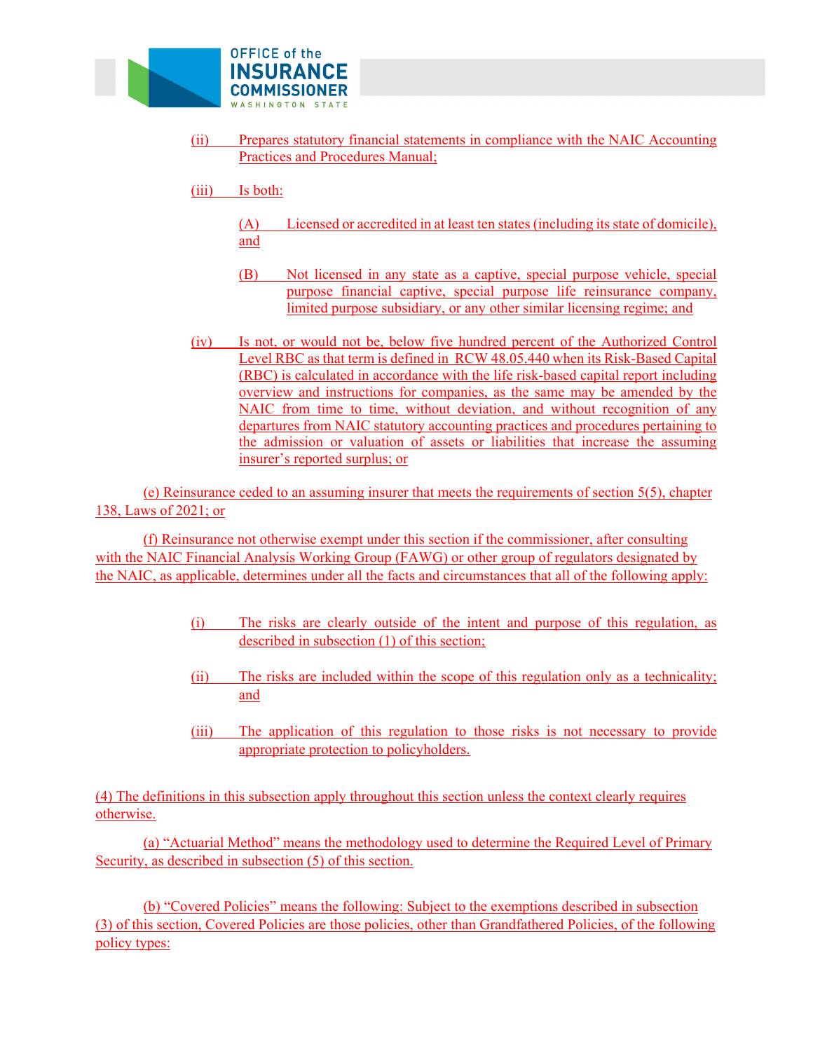(ii) Prepares statutory financial statements in compliance with the NAIC Accounting Practices and Procedures Manual;

(iii) Is both:

(A) Licensed or accredited in at least ten states (including its state of domicile), and

(B) Not licensed in any state as a captive, special purpose vehicle, special purpose financial captive, special purpose life reinsurance company, limited purpose subsidiary, or any other similar licensing regime; and

(iv) Is not, or would not be, below five hundred percent of the Authorized Control Level RBC as that term is defined in RCW 48.05.440 when its Risk-Based Capital (RBC) is calculated in accordance with the life risk-based capital report including overview and instructions for companies, as the same may be amended by the NAIC from time to time, without deviation, and without recognition of any departures from NAIC statutory accounting practices and procedures pertaining to the admission or valuation of assets or liabilities that increase the assuming insurer's reported surplus; or

(e) Reinsurance ceded to an assuming insurer that meets the requirements of section 5(5), chapter 138, Laws of 2021; or

(f) Reinsurance not otherwise exempt under this section if the commissioner, after consulting with the NAIC Financial Analysis Working Group (FAWG) or other group of regulators designated by the NAIC, as applicable, determines under all the facts and circumstances that all of the following apply:

(i) The risks are clearly outside of the intent and purpose of this regulation, as described in subsection (1) of this section;

(ii) The risks are included within the scope of this regulation only as a technicality; and

(iii) The application of this regulation to those risks is not necessary to provide appropriate protection to policyholders.

(4) The definitions in this subsection apply throughout this section unless the context clearly requires otherwise.

(a) "Actuarial Method" means the methodology used to determine the Required Level of Primary Security, as described in subsection (5) of this section.

(b) "Covered Policies" means the following: Subject to the exemptions described in subsection (3) of this section, Covered Policies are those policies, other than Grandfathered Policies, of the following policy types: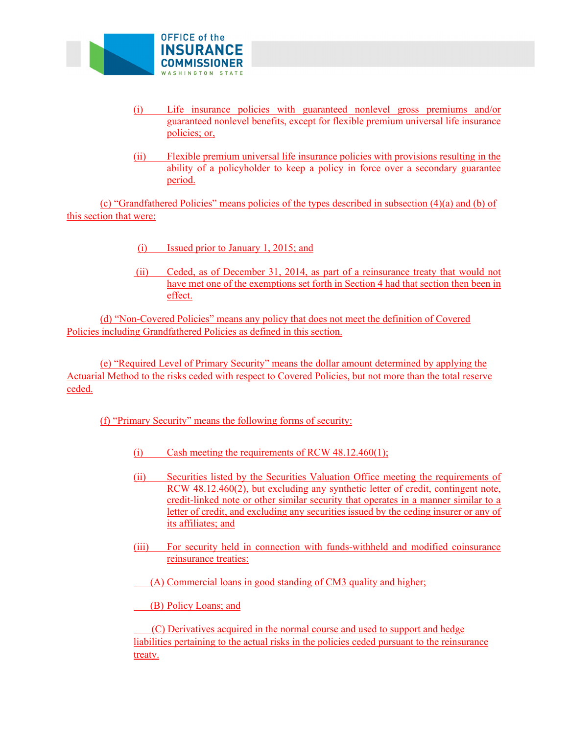(i) Life insurance policies with guaranteed nonlevel gross premiums and/or guaranteed nonlevel benefits, except for flexible premium universal life insurance policies; or,

(ii) Flexible premium universal life insurance policies with provisions resulting in the ability of a policyholder to keep a policy in force over a secondary guarantee period.

(c) "Grandfathered Policies" means policies of the types described in subsection (4)(a) and (b) of this section that were:

(i) Issued prior to January 1, 2015; and

(ii) Ceded, as of December 31, 2014, as part of a reinsurance treaty that would not have met one of the exemptions set forth in Section 4 had that section then been in effect.

(d) "Non-Covered Policies" means any policy that does not meet the definition of Covered Policies including Grandfathered Policies as defined in this section.

(e) "Required Level of Primary Security" means the dollar amount determined by applying the Actuarial Method to the risks ceded with respect to Covered Policies, but not more than the total reserve ceded.

(f) "Primary Security" means the following forms of security:

(i) Cash meeting the requirements of RCW 48.12.460(1);

(ii) Securities listed by the Securities Valuation Office meeting the requirements of RCW 48.12.460(2), but excluding any synthetic letter of credit, contingent note, credit-linked note or other similar security that operates in a manner similar to a letter of credit, and excluding any securities issued by the ceding insurer or any of its affiliates; and

(iii) For security held in connection with funds-withheld and modified coinsurance reinsurance treaties:

(A) Commercial loans in good standing of CM3 quality and higher;

(B) Policy Loans; and

(C) Derivatives acquired in the normal course and used to support and hedge liabilities pertaining to the actual risks in the policies ceded pursuant to the reinsurance treaty.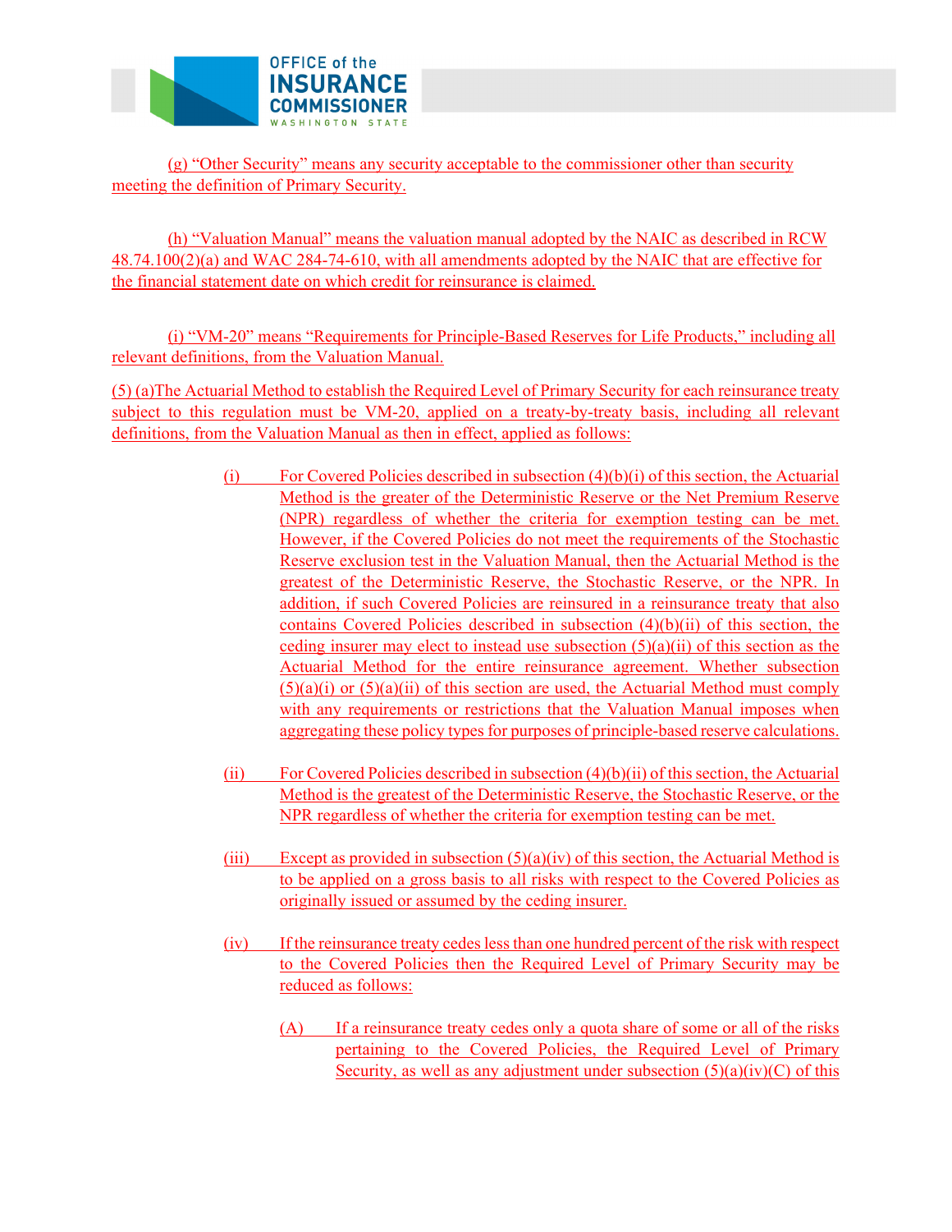(g) "Other Security" means any security acceptable to the commissioner other than security meeting the definition of Primary Security.

(h) "Valuation Manual" means the valuation manual adopted by the NAIC as described in RCW 48.74.100(2)(a) and WAC 284-74-610, with all amendments adopted by the NAIC that are effective for the financial statement date on which credit for reinsurance is claimed.

(i) "VM-20" means "Requirements for Principle-Based Reserves for Life Products," including all relevant definitions, from the Valuation Manual.

(5) (a)The Actuarial Method to establish the Required Level of Primary Security for each reinsurance treaty subject to this regulation must be VM-20, applied on a treaty-by-treaty basis, including all relevant definitions, from the Valuation Manual as then in effect, applied as follows:

(i) For Covered Policies described in subsection (4)(b)(i) of this section, the Actuarial Method is the greater of the Deterministic Reserve or the Net Premium Reserve (NPR) regardless of whether the criteria for exemption testing can be met. However, if the Covered Policies do not meet the requirements of the Stochastic Reserve exclusion test in the Valuation Manual, then the Actuarial Method is the greatest of the Deterministic Reserve, the Stochastic Reserve, or the NPR. In addition, if such Covered Policies are reinsured in a reinsurance treaty that also contains Covered Policies described in subsection (4)(b)(ii) of this section, the ceding insurer may elect to instead use subsection (5)(a)(ii) of this section as the Actuarial Method for the entire reinsurance agreement. Whether subsection (5)(a)(i) or (5)(a)(ii) of this section are used, the Actuarial Method must comply with any requirements or restrictions that the Valuation Manual imposes when aggregating these policy types for purposes of principle-based reserve calculations.

(ii) For Covered Policies described in subsection (4)(b)(ii) of this section, the Actuarial Method is the greatest of the Deterministic Reserve, the Stochastic Reserve, or the NPR regardless of whether the criteria for exemption testing can be met.

(iii) Except as provided in subsection (5)(a)(iv) of this section, the Actuarial Method is to be applied on a gross basis to all risks with respect to the Covered Policies as originally issued or assumed by the ceding insurer.

(iv) If the reinsurance treaty cedes less than one hundred percent of the risk with respect to the Covered Policies then the Required Level of Primary Security may be reduced as follows:

(A) If a reinsurance treaty cedes only a quota share of some or all of the risks pertaining to the Covered Policies, the Required Level of Primary Security, as well as any adjustment under subsection (5)(a)(iv)(C) of this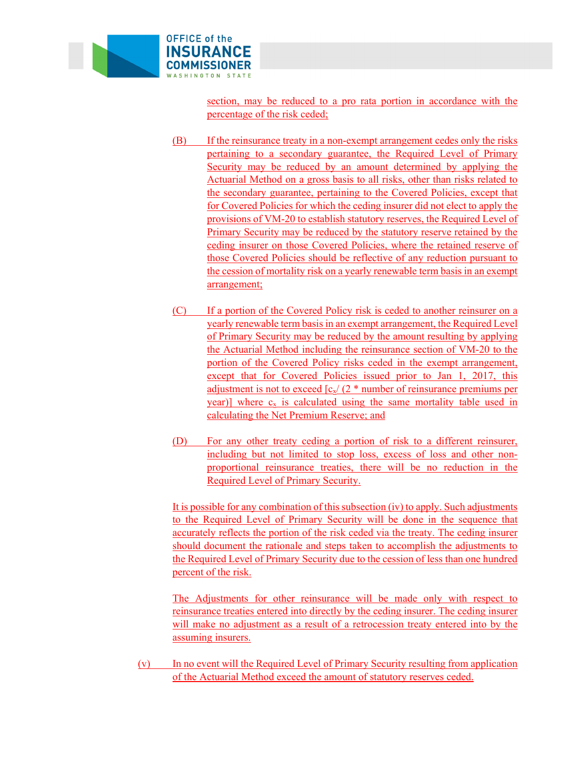section, may be reduced to a pro rata portion in accordance with the percentage of the risk ceded;

(B) If the reinsurance treaty in a non-exempt arrangement cedes only the risks pertaining to a secondary guarantee, the Required Level of Primary Security may be reduced by an amount determined by applying the Actuarial Method on a gross basis to all risks, other than risks related to the secondary guarantee, pertaining to the Covered Policies, except that for Covered Policies for which the ceding insurer did not elect to apply the provisions of VM-20 to establish statutory reserves, the Required Level of Primary Security may be reduced by the statutory reserve retained by the ceding insurer on those Covered Policies, where the retained reserve of those Covered Policies should be reflective of any reduction pursuant to the cession of mortality risk on a yearly renewable term basis in an exempt arrangement;

(C) If a portion of the Covered Policy risk is ceded to another reinsurer on a yearly renewable term basis in an exempt arrangement, the Required Level of Primary Security may be reduced by the amount resulting by applying the Actuarial Method including the reinsurance section of VM-20 to the portion of the Covered Policy risks ceded in the exempt arrangement, except that for Covered Policies issued prior to Jan 1, 2017, this adjustment is not to exceed [$c_x$/ (2 * number of reinsurance premiums per year)] where $c_x$ is calculated using the same mortality table used in calculating the Net Premium Reserve; and

(D) For any other treaty ceding a portion of risk to a different reinsurer, including but not limited to stop loss, excess of loss and other non-proportional reinsurance treaties, there will be no reduction in the Required Level of Primary Security.

It is possible for any combination of this subsection (iv) to apply. Such adjustments to the Required Level of Primary Security will be done in the sequence that accurately reflects the portion of the risk ceded via the treaty. The ceding insurer should document the rationale and steps taken to accomplish the adjustments to the Required Level of Primary Security due to the cession of less than one hundred percent of the risk.

The Adjustments for other reinsurance will be made only with respect to reinsurance treaties entered into directly by the ceding insurer. The ceding insurer will make no adjustment as a result of a retrocession treaty entered into by the assuming insurers.

(v) In no event will the Required Level of Primary Security resulting from application of the Actuarial Method exceed the amount of statutory reserves ceded.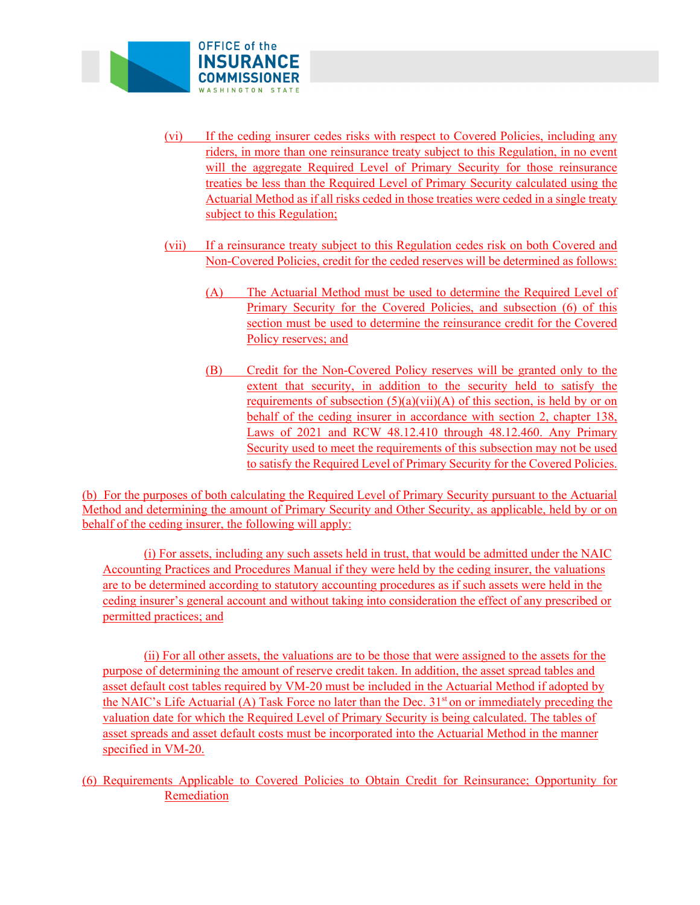(vi) If the ceding insurer cedes risks with respect to Covered Policies, including any riders, in more than one reinsurance treaty subject to this Regulation, in no event will the aggregate Required Level of Primary Security for those reinsurance treaties be less than the Required Level of Primary Security calculated using the Actuarial Method as if all risks ceded in those treaties were ceded in a single treaty subject to this Regulation;

(vii) If a reinsurance treaty subject to this Regulation cedes risk on both Covered and Non-Covered Policies, credit for the ceded reserves will be determined as follows:

(A) The Actuarial Method must be used to determine the Required Level of Primary Security for the Covered Policies, and subsection (6) of this section must be used to determine the reinsurance credit for the Covered Policy reserves; and

(B) Credit for the Non-Covered Policy reserves will be granted only to the extent that security, in addition to the security held to satisfy the requirements of subsection (5)(a)(vii)(A) of this section, is held by or on behalf of the ceding insurer in accordance with section 2, chapter 138, Laws of 2021 and RCW 48.12.410 through 48.12.460. Any Primary Security used to meet the requirements of this subsection may not be used to satisfy the Required Level of Primary Security for the Covered Policies.

(b) For the purposes of both calculating the Required Level of Primary Security pursuant to the Actuarial Method and determining the amount of Primary Security and Other Security, as applicable, held by or on behalf of the ceding insurer, the following will apply:

(i) For assets, including any such assets held in trust, that would be admitted under the NAIC Accounting Practices and Procedures Manual if they were held by the ceding insurer, the valuations are to be determined according to statutory accounting procedures as if such assets were held in the ceding insurer's general account and without taking into consideration the effect of any prescribed or permitted practices; and

(ii) For all other assets, the valuations are to be those that were assigned to the assets for the purpose of determining the amount of reserve credit taken. In addition, the asset spread tables and asset default cost tables required by VM-20 must be included in the Actuarial Method if adopted by the NAIC's Life Actuarial (A) Task Force no later than the Dec. 31st on or immediately preceding the valuation date for which the Required Level of Primary Security is being calculated. The tables of asset spreads and asset default costs must be incorporated into the Actuarial Method in the manner specified in VM-20.

(6) Requirements Applicable to Covered Policies to Obtain Credit for Reinsurance; Opportunity for Remediation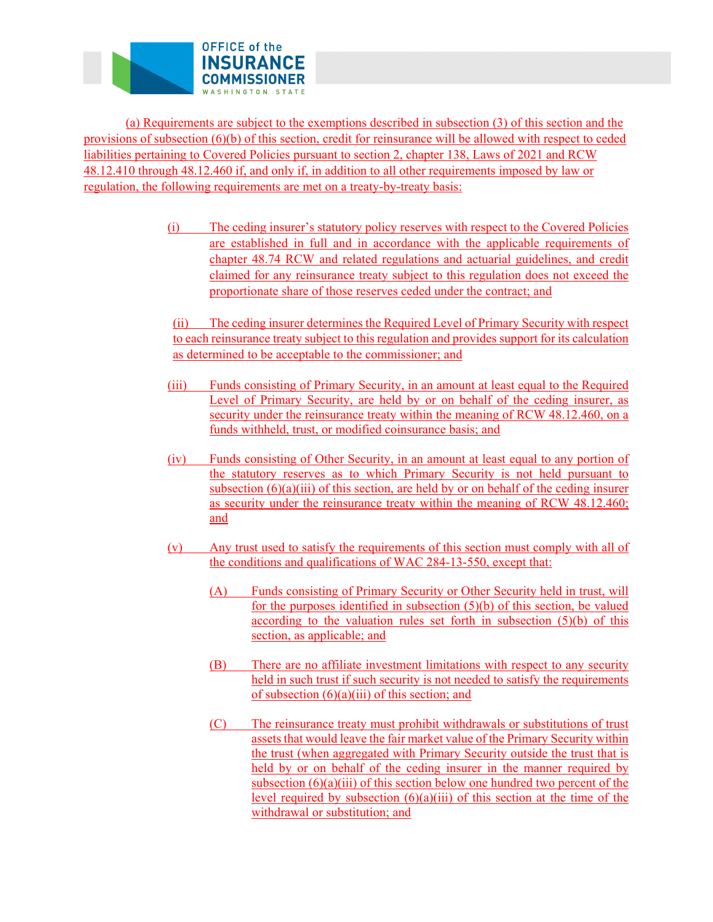(a) Requirements are subject to the exemptions described in subsection (3) of this section and the provisions of subsection (6)(b) of this section, credit for reinsurance will be allowed with respect to ceded liabilities pertaining to Covered Policies pursuant to section 2, chapter 138, Laws of 2021 and RCW 48.12.410 through 48.12.460 if, and only if, in addition to all other requirements imposed by law or regulation, the following requirements are met on a treaty-by-treaty basis:

(i) The ceding insurer's statutory policy reserves with respect to the Covered Policies are established in full and in accordance with the applicable requirements of chapter 48.74 RCW and related regulations and actuarial guidelines, and credit claimed for any reinsurance treaty subject to this regulation does not exceed the proportionate share of those reserves ceded under the contract; and

(ii) The ceding insurer determines the Required Level of Primary Security with respect to each reinsurance treaty subject to this regulation and provides support for its calculation as determined to be acceptable to the commissioner; and

(iii) Funds consisting of Primary Security, in an amount at least equal to the Required Level of Primary Security, are held by or on behalf of the ceding insurer, as security under the reinsurance treaty within the meaning of RCW 48.12.460, on a funds withheld, trust, or modified coinsurance basis; and

(iv) Funds consisting of Other Security, in an amount at least equal to any portion of the statutory reserves as to which Primary Security is not held pursuant to subsection (6)(a)(iii) of this section, are held by or on behalf of the ceding insurer as security under the reinsurance treaty within the meaning of RCW 48.12.460; and

(v) Any trust used to satisfy the requirements of this section must comply with all of the conditions and qualifications of WAC 284-13-550, except that:

(A) Funds consisting of Primary Security or Other Security held in trust, will for the purposes identified in subsection (5)(b) of this section, be valued according to the valuation rules set forth in subsection (5)(b) of this section, as applicable; and

(B) There are no affiliate investment limitations with respect to any security held in such trust if such security is not needed to satisfy the requirements of subsection (6)(a)(iii) of this section; and

(C) The reinsurance treaty must prohibit withdrawals or substitutions of trust assets that would leave the fair market value of the Primary Security within the trust (when aggregated with Primary Security outside the trust that is held by or on behalf of the ceding insurer in the manner required by subsection (6)(a)(iii) of this section below one hundred two percent of the level required by subsection (6)(a)(iii) of this section at the time of the withdrawal or substitution; and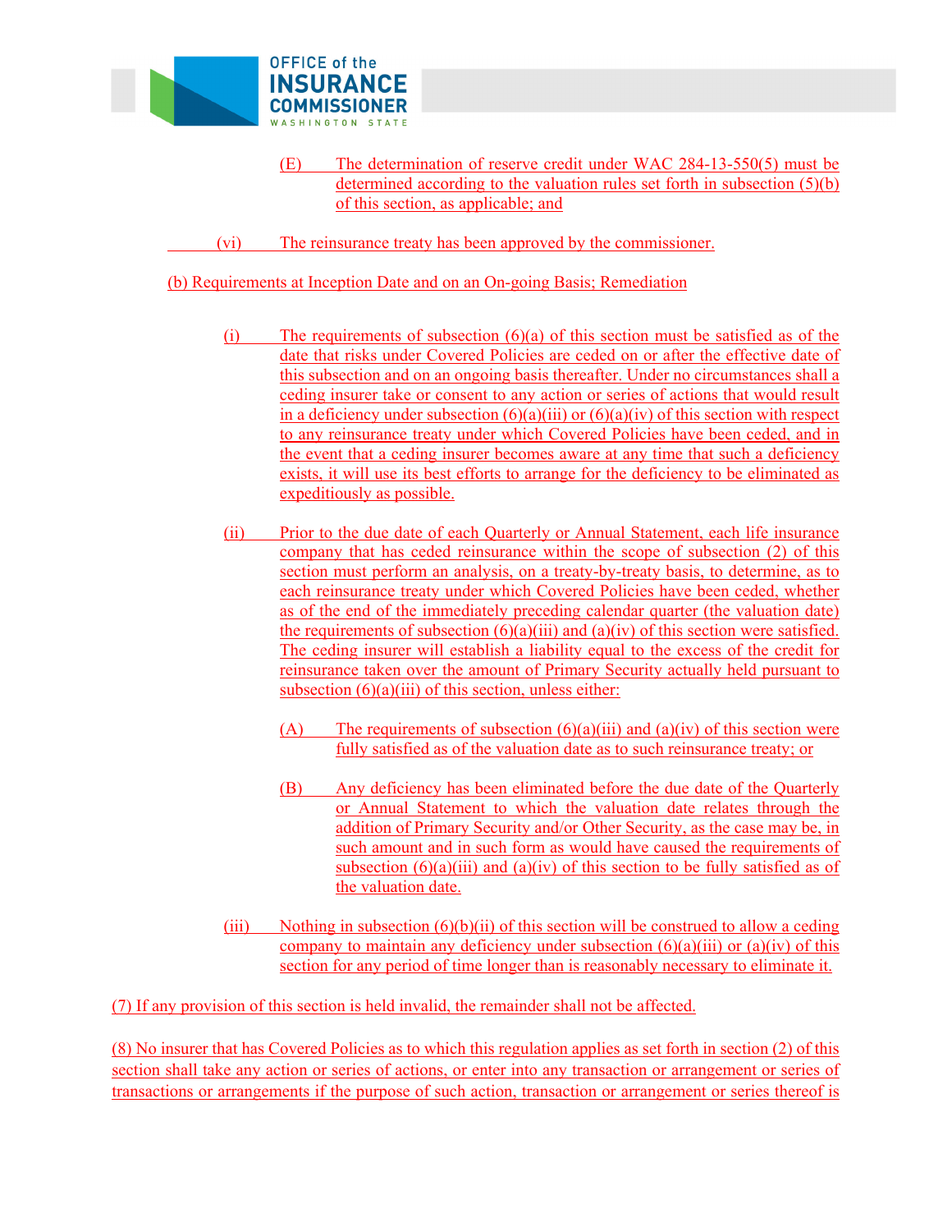(E) The determination of reserve credit under WAC 284-13-550(5) must be determined according to the valuation rules set forth in subsection (5)(b) of this section, as applicable; and

(vi) The reinsurance treaty has been approved by the commissioner.

(b) Requirements at Inception Date and on an On-going Basis; Remediation

(i) The requirements of subsection (6)(a) of this section must be satisfied as of the date that risks under Covered Policies are ceded on or after the effective date of this subsection and on an ongoing basis thereafter. Under no circumstances shall a ceding insurer take or consent to any action or series of actions that would result in a deficiency under subsection (6)(a)(iii) or (6)(a)(iv) of this section with respect to any reinsurance treaty under which Covered Policies have been ceded, and in the event that a ceding insurer becomes aware at any time that such a deficiency exists, it will use its best efforts to arrange for the deficiency to be eliminated as expeditiously as possible.

(ii) Prior to the due date of each Quarterly or Annual Statement, each life insurance company that has ceded reinsurance within the scope of subsection (2) of this section must perform an analysis, on a treaty-by-treaty basis, to determine, as to each reinsurance treaty under which Covered Policies have been ceded, whether as of the end of the immediately preceding calendar quarter (the valuation date) the requirements of subsection (6)(a)(iii) and (a)(iv) of this section were satisfied. The ceding insurer will establish a liability equal to the excess of the credit for reinsurance taken over the amount of Primary Security actually held pursuant to subsection (6)(a)(iii) of this section, unless either:

(A) The requirements of subsection (6)(a)(iii) and (a)(iv) of this section were fully satisfied as of the valuation date as to such reinsurance treaty; or

(B) Any deficiency has been eliminated before the due date of the Quarterly or Annual Statement to which the valuation date relates through the addition of Primary Security and/or Other Security, as the case may be, in such amount and in such form as would have caused the requirements of subsection (6)(a)(iii) and (a)(iv) of this section to be fully satisfied as of the valuation date.

(iii) Nothing in subsection (6)(b)(ii) of this section will be construed to allow a ceding company to maintain any deficiency under subsection (6)(a)(iii) or (a)(iv) of this section for any period of time longer than is reasonably necessary to eliminate it.

(7) If any provision of this section is held invalid, the remainder shall not be affected.

(8) No insurer that has Covered Policies as to which this regulation applies as set forth in section (2) of this section shall take any action or series of actions, or enter into any transaction or arrangement or series of transactions or arrangements if the purpose of such action, transaction or arrangement or series thereof is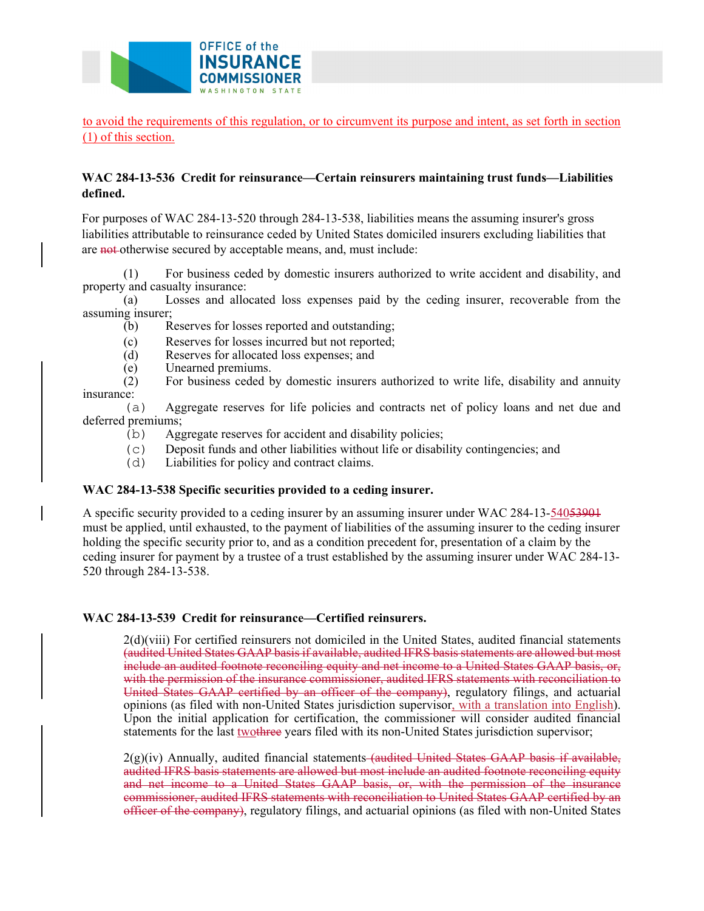to avoid the requirements of this regulation, or to circumvent its purpose and intent, as set forth in section (1) of this section.

**WAC 284-13-536 Credit for reinsurance—Certain reinsurers maintaining trust funds—Liabilities defined.**

For purposes of WAC 284-13-520 through 284-13-538, liabilities means the assuming insurer's gross liabilities attributable to reinsurance ceded by United States domiciled insurers excluding liabilities that are ~~not~~ otherwise secured by acceptable means, and, must include:

(1) For business ceded by domestic insurers authorized to write accident and disability, and property and casualty insurance:

(a) Losses and allocated loss expenses paid by the ceding insurer, recoverable from the assuming insurer;

(b) Reserves for losses reported and outstanding;

(c) Reserves for losses incurred but not reported;

(d) Reserves for allocated loss expenses; and

(e) Unearned premiums.

(2) For business ceded by domestic insurers authorized to write life, disability and annuity insurance:

(a) Aggregate reserves for life policies and contracts net of policy loans and net due and deferred premiums;

(b) Aggregate reserves for accident and disability policies;

(c) Deposit funds and other liabilities without life or disability contingencies; and

(d) Liabilities for policy and contract claims.

**WAC 284-13-538 Specific securities provided to a ceding insurer.**

A specific security provided to a ceding insurer by an assuming insurer under WAC 284-13-540~~53901~~ must be applied, until exhausted, to the payment of liabilities of the assuming insurer to the ceding insurer holding the specific security prior to, and as a condition precedent for, presentation of a claim by the ceding insurer for payment by a trustee of a trust established by the assuming insurer under WAC 284-13-520 through 284-13-538.

**WAC 284-13-539 Credit for reinsurance—Certified reinsurers.**

2(d)(viii) For certified reinsurers not domiciled in the United States, audited financial statements ~~(audited United States GAAP basis if available, audited IFRS basis statements are allowed but most include an audited footnote reconciling equity and net income to a United States GAAP basis, or, with the permission of the insurance commissioner, audited IFRS statements with reconciliation to United States GAAP certified by an officer of the company)~~, regulatory filings, and actuarial opinions (as filed with non-United States jurisdiction supervisor, with a translation into English). Upon the initial application for certification, the commissioner will consider audited financial statements for the last two~~three~~ years filed with its non-United States jurisdiction supervisor;

2(g)(iv) Annually, audited financial statements ~~(audited United States GAAP basis if available, audited IFRS basis statements are allowed but most include an audited footnote reconciling equity and net income to a United States GAAP basis, or, with the permission of the insurance commissioner, audited IFRS statements with reconciliation to United States GAAP certified by an officer of the company)~~, regulatory filings, and actuarial opinions (as filed with non-United States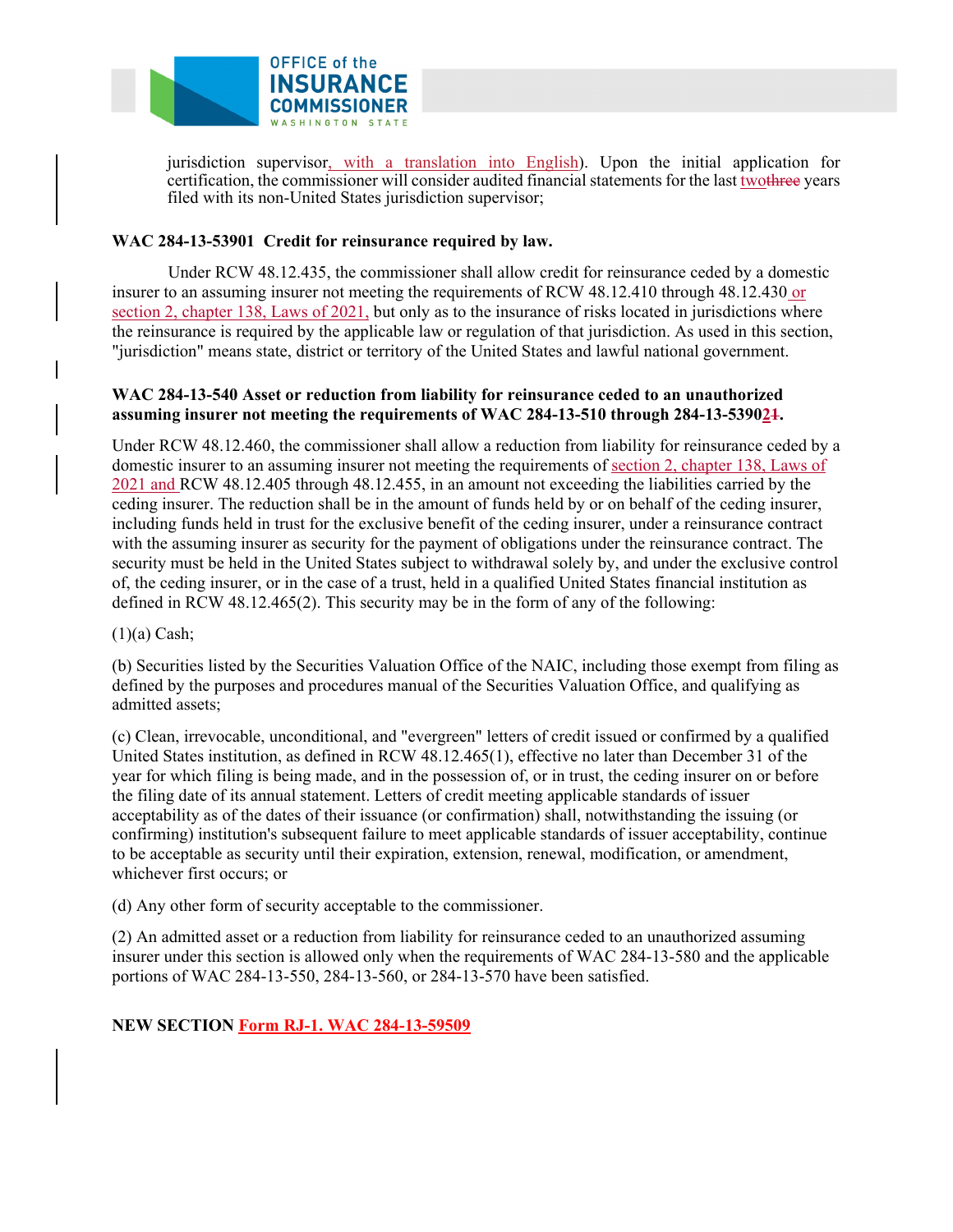jurisdiction supervisor, with a translation into English). Upon the initial application for certification, the commissioner will consider audited financial statements for the last ~~two~~three years filed with its non-United States jurisdiction supervisor;

**WAC 284-13-53901 Credit for reinsurance required by law.**

Under RCW 48.12.435, the commissioner shall allow credit for reinsurance ceded by a domestic insurer to an assuming insurer not meeting the requirements of RCW 48.12.410 through 48.12.430 or section 2, chapter 138, Laws of 2021, but only as to the insurance of risks located in jurisdictions where the reinsurance is required by the applicable law or regulation of that jurisdiction. As used in this section, "jurisdiction" means state, district or territory of the United States and lawful national government.

**WAC 284-13-540 Asset or reduction from liability for reinsurance ceded to an unauthorized assuming insurer not meeting the requirements of WAC 284-13-510 through 284-13-53902~~1~~.**

Under RCW 48.12.460, the commissioner shall allow a reduction from liability for reinsurance ceded by a domestic insurer to an assuming insurer not meeting the requirements of section 2, chapter 138, Laws of 2021 and RCW 48.12.405 through 48.12.455, in an amount not exceeding the liabilities carried by the ceding insurer. The reduction shall be in the amount of funds held by or on behalf of the ceding insurer, including funds held in trust for the exclusive benefit of the ceding insurer, under a reinsurance contract with the assuming insurer as security for the payment of obligations under the reinsurance contract. The security must be held in the United States subject to withdrawal solely by, and under the exclusive control of, the ceding insurer, or in the case of a trust, held in a qualified United States financial institution as defined in RCW 48.12.465(2). This security may be in the form of any of the following:

(1)(a) Cash;

(b) Securities listed by the Securities Valuation Office of the NAIC, including those exempt from filing as defined by the purposes and procedures manual of the Securities Valuation Office, and qualifying as admitted assets;

(c) Clean, irrevocable, unconditional, and "evergreen" letters of credit issued or confirmed by a qualified United States institution, as defined in RCW 48.12.465(1), effective no later than December 31 of the year for which filing is being made, and in the possession of, or in trust, the ceding insurer on or before the filing date of its annual statement. Letters of credit meeting applicable standards of issuer acceptability as of the dates of their issuance (or confirmation) shall, notwithstanding the issuing (or confirming) institution's subsequent failure to meet applicable standards of issuer acceptability, continue to be acceptable as security until their expiration, extension, renewal, modification, or amendment, whichever first occurs; or

(d) Any other form of security acceptable to the commissioner.

(2) An admitted asset or a reduction from liability for reinsurance ceded to an unauthorized assuming insurer under this section is allowed only when the requirements of WAC 284-13-580 and the applicable portions of WAC 284-13-550, 284-13-560, or 284-13-570 have been satisfied.

**NEW SECTION Form RJ-1. WAC 284-13-59509**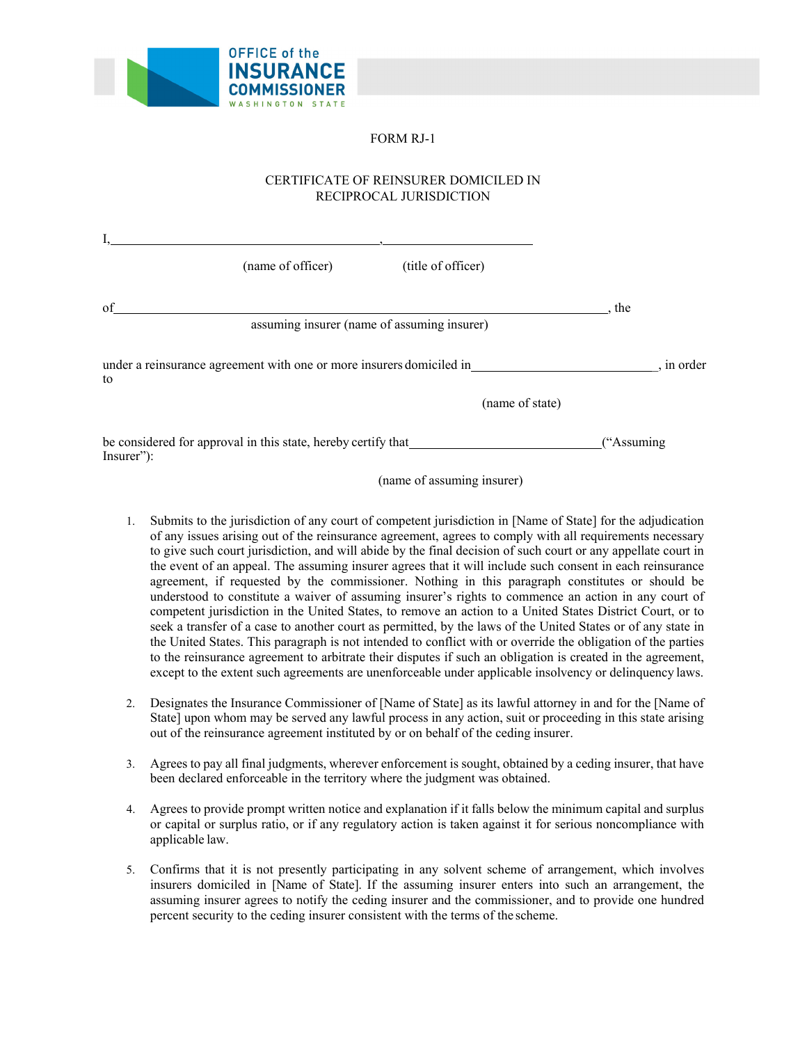OFFICE of the INSURANCE COMMISSIONER WASHINGTON STATE

FORM RJ-1

CERTIFICATE OF REINSURER DOMICILED IN RECIPROCAL JURISDICTION

I,\_\_\_\_\_\_\_\_\_\_\_\_\_\_\_\_\_\_\_\_\_\_\_\_\_\_\_\_\_\_\_\_\_\_\_\_\_\_\_\_,\_\_\_\_\_\_\_\_\_\_\_\_\_\_\_\_\_\_\_\_\_\_\_\_

(name of officer) (title of officer)

of\_\_\_\_\_\_\_\_\_\_\_\_\_\_\_\_\_\_\_\_\_\_\_\_\_\_\_\_\_\_\_\_\_\_\_\_\_\_\_\_\_\_\_\_\_\_\_\_\_\_\_\_\_\_\_\_\_\_\_\_\_\_\_\_\_\_\_\_\_\_\_\_\_, the

assuming insurer (name of assuming insurer)

under a reinsurance agreement with one or more insurers domiciled in\_\_\_\_\_\_\_\_\_\_\_\_\_\_\_\_\_\_\_\_\_\_\_\_\_\_\_\_, in order to

(name of state)

be considered for approval in this state, hereby certify that\_\_\_\_\_\_\_\_\_\_\_\_\_\_\_\_\_\_\_\_\_\_\_\_\_\_\_\_\_(“Assuming Insurer”):

(name of assuming insurer)

1. Submits to the jurisdiction of any court of competent jurisdiction in [Name of State] for the adjudication of any issues arising out of the reinsurance agreement, agrees to comply with all requirements necessary to give such court jurisdiction, and will abide by the final decision of such court or any appellate court in the event of an appeal. The assuming insurer agrees that it will include such consent in each reinsurance agreement, if requested by the commissioner. Nothing in this paragraph constitutes or should be understood to constitute a waiver of assuming insurer’s rights to commence an action in any court of competent jurisdiction in the United States, to remove an action to a United States District Court, or to seek a transfer of a case to another court as permitted, by the laws of the United States or of any state in the United States. This paragraph is not intended to conflict with or override the obligation of the parties to the reinsurance agreement to arbitrate their disputes if such an obligation is created in the agreement, except to the extent such agreements are unenforceable under applicable insolvency or delinquency laws.

2. Designates the Insurance Commissioner of [Name of State] as its lawful attorney in and for the [Name of State] upon whom may be served any lawful process in any action, suit or proceeding in this state arising out of the reinsurance agreement instituted by or on behalf of the ceding insurer.

3. Agrees to pay all final judgments, wherever enforcement is sought, obtained by a ceding insurer, that have been declared enforceable in the territory where the judgment was obtained.

4. Agrees to provide prompt written notice and explanation if it falls below the minimum capital and surplus or capital or surplus ratio, or if any regulatory action is taken against it for serious noncompliance with applicable law.

5. Confirms that it is not presently participating in any solvent scheme of arrangement, which involves insurers domiciled in [Name of State]. If the assuming insurer enters into such an arrangement, the assuming insurer agrees to notify the ceding insurer and the commissioner, and to provide one hundred percent security to the ceding insurer consistent with the terms of the scheme.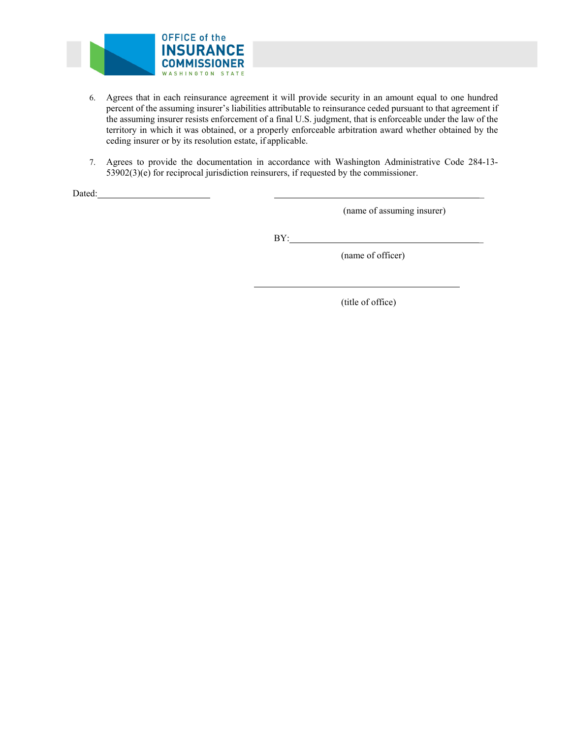6. Agrees that in each reinsurance agreement it will provide security in an amount equal to one hundred percent of the assuming insurer's liabilities attributable to reinsurance ceded pursuant to that agreement if the assuming insurer resists enforcement of a final U.S. judgment, that is enforceable under the law of the territory in which it was obtained, or a properly enforceable arbitration award whether obtained by the ceding insurer or by its resolution estate, if applicable.

7. Agrees to provide the documentation in accordance with Washington Administrative Code 284-13-53902(3)(e) for reciprocal jurisdiction reinsurers, if requested by the commissioner.

Dated:________________________ ____________________________________________

(name of assuming insurer)

BY:____________________________________________

(name of officer)

____________________________________________

(title of office)